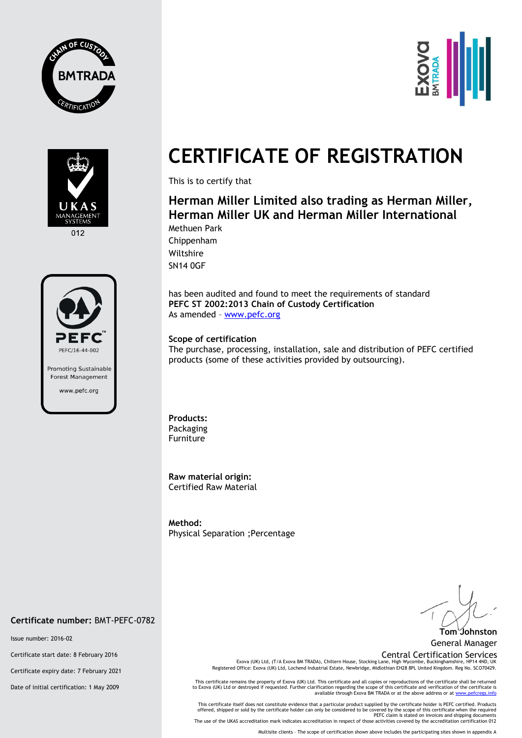CHAIN OF CUSTODY BMTRADA CERTIFICATION

UKAS MANAGEMENT SYSTEMS 012

PEFC PEFC/16-44-002 Promoting Sustainable Forest Management www.pefc.org

Exova BMTRADA

# CERTIFICATE OF REGISTRATION

This is to certify that

## Herman Miller Limited also trading as Herman Miller, Herman Miller UK and Herman Miller International

Methuen Park
Chippenham
Wiltshire
SN14 0GF

has been audited and found to meet the requirements of standard
**PEFC ST 2002:2013 Chain of Custody Certification**
As amended – www.pefc.org

**Scope of certification**
The purchase, processing, installation, sale and distribution of PEFC certified products (some of these activities provided by outsourcing).

**Products:**
Packaging
Furniture

**Raw material origin:**
Certified Raw Material

**Method:**
Physical Separation ;Percentage

**Certificate number:** BMT-PEFC-0782

Issue number: 2016-02

Certificate start date: 8 February 2016

Certificate expiry date: 7 February 2021

Date of initial certification: 1 May 2009

**Tom Johnston**
General Manager
Central Certification Services

Exova (UK) Ltd, (T/A Exova BM TRADA), Chiltern House, Stocking Lane, High Wycombe, Buckinghamshire, HP14 4ND, UK
Registered Office: Exova (UK) Ltd, Lochend Industrial Estate, Newbridge, Midlothian EH28 8PL United Kingdom. Reg No. SCO70429.

This certificate remains the property of Exova (UK) Ltd. This certificate and all copies or reproductions of the certificate shall be returned to Exova (UK) Ltd or destroyed if requested. Further clarification regarding the scope of this certificate and verification of the certificate is available through Exova BM TRADA or at the above address or at www.pefcregs.info

This certificate itself does not constitute evidence that a particular product supplied by the certificate holder is PEFC certified. Products offered, shipped or sold by the certificate holder can only be considered to be covered by the scope of this certificate when the required PEFC claim is stated on invoices and shipping documents
The use of the UKAS accreditation mark indicates accreditation in respect of those activities covered by the accreditation certification 012

Multisite clients – The scope of certification shown above includes the participating sites shown in appendix A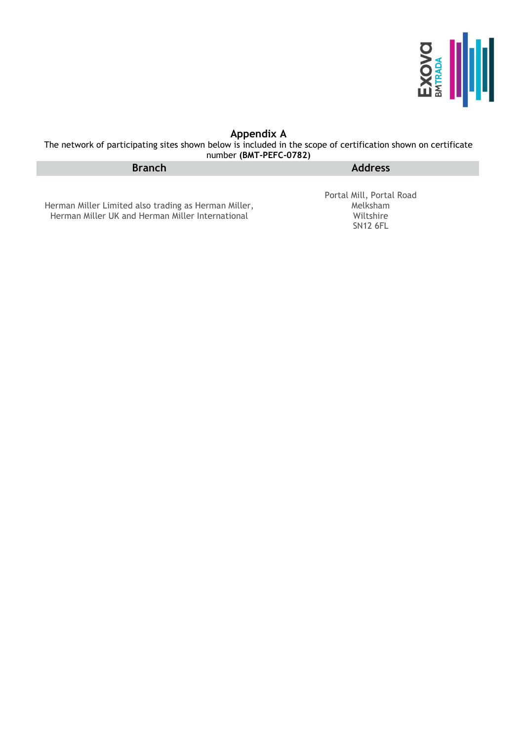# Appendix A

The network of participating sites shown below is included in the scope of certification shown on certificate number **(BMT-PEFC-0782)**

| Branch | Address |
|---|---|
| Herman Miller Limited also trading as Herman Miller, Herman Miller UK and Herman Miller International | Portal Mill, Portal Road<br>Melksham<br>Wiltshire<br>SN12 6FL |